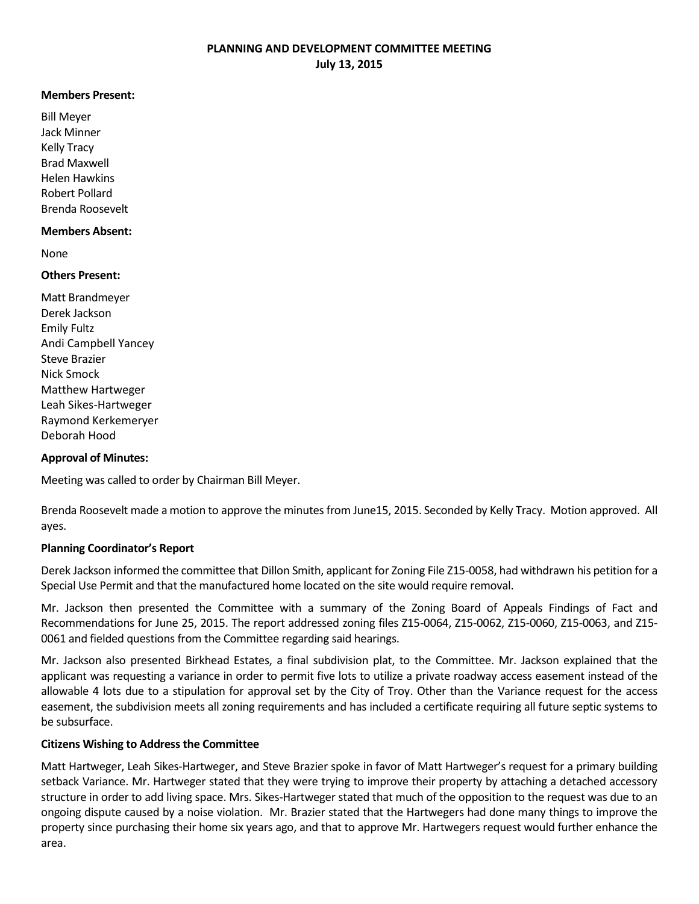# PLANNING AND DEVELOPMENT COMMITTEE MEETING
## July 13, 2015

**Members Present:**

Bill Meyer
Jack Minner
Kelly Tracy
Brad Maxwell
Helen Hawkins
Robert Pollard
Brenda Roosevelt

**Members Absent:**

None

**Others Present:**

Matt Brandmeyer
Derek Jackson
Emily Fultz
Andi Campbell Yancey
Steve Brazier
Nick Smock
Matthew Hartweger
Leah Sikes-Hartweger
Raymond Kerkemeryer
Deborah Hood

**Approval of Minutes:**

Meeting was called to order by Chairman Bill Meyer.

Brenda Roosevelt made a motion to approve the minutes from June15, 2015. Seconded by Kelly Tracy. Motion approved. All ayes.

**Planning Coordinator's Report**

Derek Jackson informed the committee that Dillon Smith, applicant for Zoning File Z15-0058, had withdrawn his petition for a Special Use Permit and that the manufactured home located on the site would require removal.

Mr. Jackson then presented the Committee with a summary of the Zoning Board of Appeals Findings of Fact and Recommendations for June 25, 2015. The report addressed zoning files Z15-0064, Z15-0062, Z15-0060, Z15-0063, and Z15-0061 and fielded questions from the Committee regarding said hearings.

Mr. Jackson also presented Birkhead Estates, a final subdivision plat, to the Committee. Mr. Jackson explained that the applicant was requesting a variance in order to permit five lots to utilize a private roadway access easement instead of the allowable 4 lots due to a stipulation for approval set by the City of Troy. Other than the Variance request for the access easement, the subdivision meets all zoning requirements and has included a certificate requiring all future septic systems to be subsurface.

**Citizens Wishing to Address the Committee**

Matt Hartweger, Leah Sikes-Hartweger, and Steve Brazier spoke in favor of Matt Hartweger's request for a primary building setback Variance. Mr. Hartweger stated that they were trying to improve their property by attaching a detached accessory structure in order to add living space. Mrs. Sikes-Hartweger stated that much of the opposition to the request was due to an ongoing dispute caused by a noise violation. Mr. Brazier stated that the Hartwegers had done many things to improve the property since purchasing their home six years ago, and that to approve Mr. Hartwegers request would further enhance the area.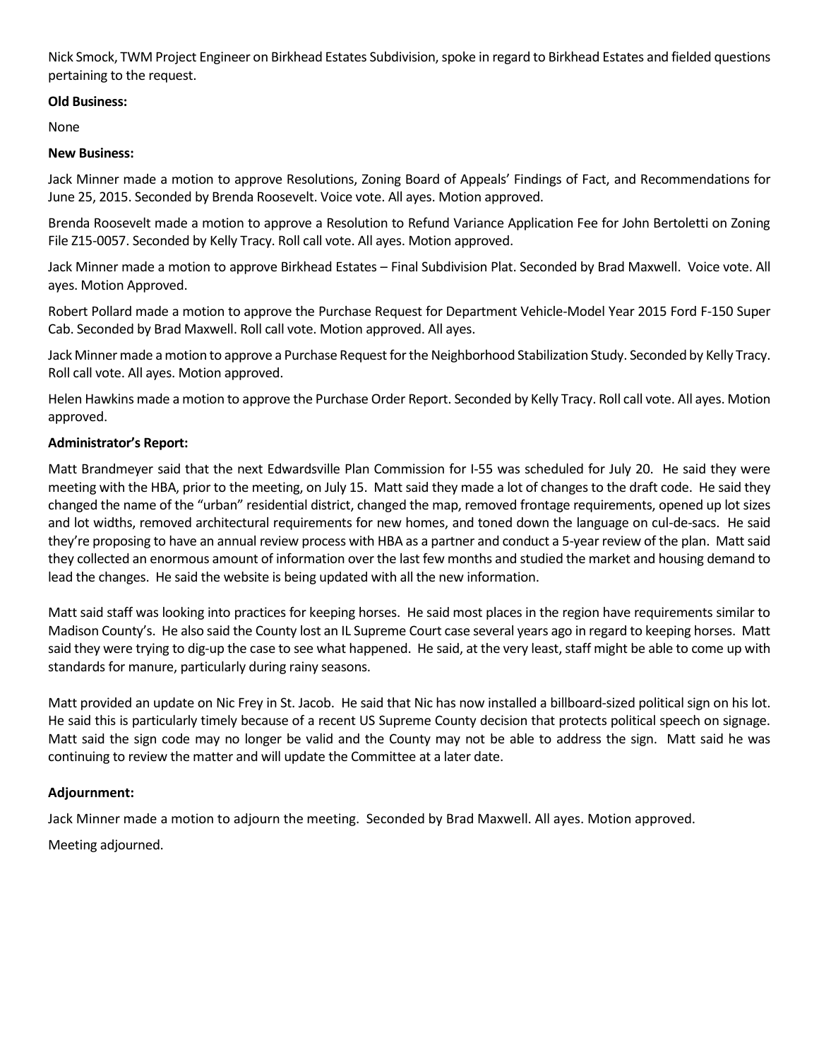Nick Smock, TWM Project Engineer on Birkhead Estates Subdivision, spoke in regard to Birkhead Estates and fielded questions pertaining to the request.

**Old Business:**

None

**New Business:**

Jack Minner made a motion to approve Resolutions, Zoning Board of Appeals' Findings of Fact, and Recommendations for June 25, 2015. Seconded by Brenda Roosevelt. Voice vote. All ayes. Motion approved.

Brenda Roosevelt made a motion to approve a Resolution to Refund Variance Application Fee for John Bertoletti on Zoning File Z15-0057. Seconded by Kelly Tracy. Roll call vote. All ayes. Motion approved.

Jack Minner made a motion to approve Birkhead Estates – Final Subdivision Plat. Seconded by Brad Maxwell. Voice vote. All ayes. Motion Approved.

Robert Pollard made a motion to approve the Purchase Request for Department Vehicle-Model Year 2015 Ford F-150 Super Cab. Seconded by Brad Maxwell. Roll call vote. Motion approved. All ayes.

Jack Minner made a motion to approve a Purchase Request for the Neighborhood Stabilization Study. Seconded by Kelly Tracy. Roll call vote. All ayes. Motion approved.

Helen Hawkins made a motion to approve the Purchase Order Report. Seconded by Kelly Tracy. Roll call vote. All ayes. Motion approved.

**Administrator's Report:**

Matt Brandmeyer said that the next Edwardsville Plan Commission for I-55 was scheduled for July 20. He said they were meeting with the HBA, prior to the meeting, on July 15. Matt said they made a lot of changes to the draft code. He said they changed the name of the "urban" residential district, changed the map, removed frontage requirements, opened up lot sizes and lot widths, removed architectural requirements for new homes, and toned down the language on cul-de-sacs. He said they're proposing to have an annual review process with HBA as a partner and conduct a 5-year review of the plan. Matt said they collected an enormous amount of information over the last few months and studied the market and housing demand to lead the changes. He said the website is being updated with all the new information.

Matt said staff was looking into practices for keeping horses. He said most places in the region have requirements similar to Madison County's. He also said the County lost an IL Supreme Court case several years ago in regard to keeping horses. Matt said they were trying to dig-up the case to see what happened. He said, at the very least, staff might be able to come up with standards for manure, particularly during rainy seasons.

Matt provided an update on Nic Frey in St. Jacob. He said that Nic has now installed a billboard-sized political sign on his lot. He said this is particularly timely because of a recent US Supreme County decision that protects political speech on signage. Matt said the sign code may no longer be valid and the County may not be able to address the sign. Matt said he was continuing to review the matter and will update the Committee at a later date.

**Adjournment:**

Jack Minner made a motion to adjourn the meeting. Seconded by Brad Maxwell. All ayes. Motion approved.

Meeting adjourned.